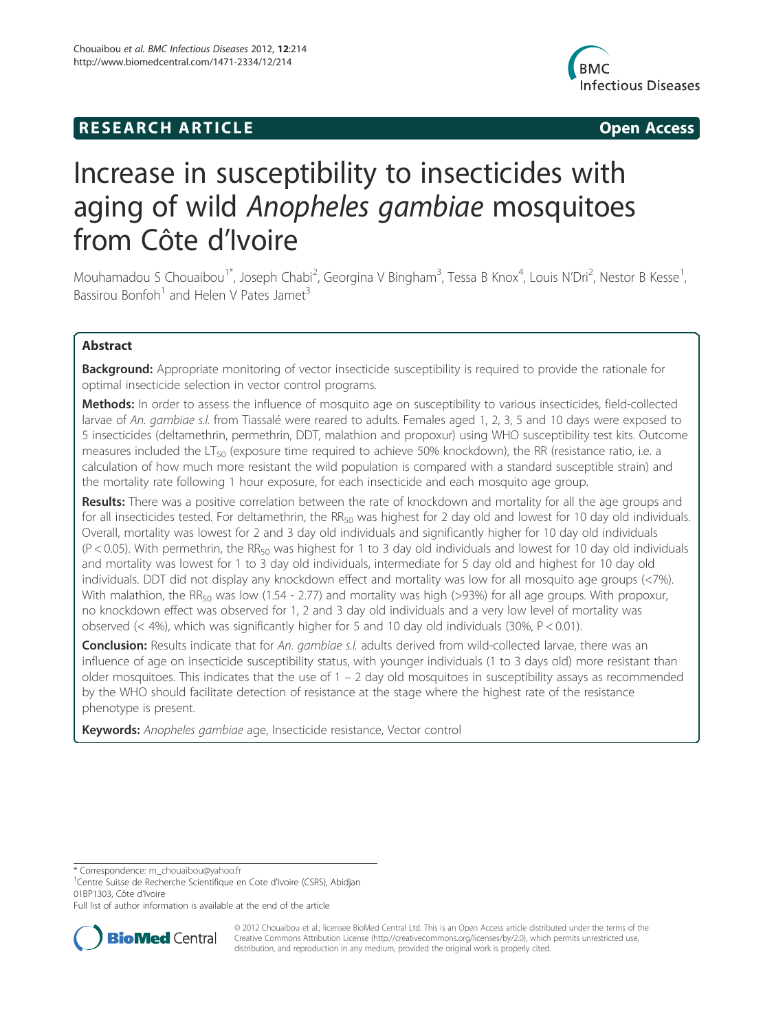RESEARCH ARTICLE Open Access

# Increase in susceptibility to insecticides with aging of wild *Anopheles gambiae* mosquitoes from Côte d'Ivoire

Mouhamadou S Chouaibou[1*], Joseph Chabi[2], Georgina V Bingham[3], Tessa B Knox[4], Louis N'Dri[2], Nestor B Kesse[1], Bassirou Bonfoh[1] and Helen V Pates Jamet[3]

## Abstract

**Background:** Appropriate monitoring of vector insecticide susceptibility is required to provide the rationale for optimal insecticide selection in vector control programs.

**Methods:** In order to assess the influence of mosquito age on susceptibility to various insecticides, field-collected larvae of *An. gambiae s.l.* from Tiassalé were reared to adults. Females aged 1, 2, 3, 5 and 10 days were exposed to 5 insecticides (deltamethrin, permethrin, DDT, malathion and propoxur) using WHO susceptibility test kits. Outcome measures included the $LT_{50}$ (exposure time required to achieve 50% knockdown), the RR (resistance ratio, i.e. a calculation of how much more resistant the wild population is compared with a standard susceptible strain) and the mortality rate following 1 hour exposure, for each insecticide and each mosquito age group.

**Results:** There was a positive correlation between the rate of knockdown and mortality for all the age groups and for all insecticides tested. For deltamethrin, the $RR_{50}$ was highest for 2 day old and lowest for 10 day old individuals. Overall, mortality was lowest for 2 and 3 day old individuals and significantly higher for 10 day old individuals ($P < 0.05$). With permethrin, the $RR_{50}$ was highest for 1 to 3 day old individuals and lowest for 10 day old individuals and mortality was lowest for 1 to 3 day old individuals, intermediate for 5 day old and highest for 10 day old individuals. DDT did not display any knockdown effect and mortality was low for all mosquito age groups (<7%). With malathion, the $RR_{50}$ was low (1.54 - 2.77) and mortality was high (>93%) for all age groups. With propoxur, no knockdown effect was observed for 1, 2 and 3 day old individuals and a very low level of mortality was observed (< 4%), which was significantly higher for 5 and 10 day old individuals (30%, $P < 0.01$).

**Conclusion:** Results indicate that for *An. gambiae s.l.* adults derived from wild-collected larvae, there was an influence of age on insecticide susceptibility status, with younger individuals (1 to 3 days old) more resistant than older mosquitoes. This indicates that the use of 1 – 2 day old mosquitoes in susceptibility assays as recommended by the WHO should facilitate detection of resistance at the stage where the highest rate of the resistance phenotype is present.

**Keywords:** *Anopheles gambiae* age, Insecticide resistance, Vector control

\* Correspondence: m_chouaibou@yahoo.fr
[1]Centre Suisse de Recherche Scientifique en Cote d'Ivoire (CSRS), Abidjan 01BP1303, Côte d'Ivoire
Full list of author information is available at the end of the article

© 2012 Chouaibou et al.; licensee BioMed Central Ltd. This is an Open Access article distributed under the terms of the Creative Commons Attribution License (http://creativecommons.org/licenses/by/2.0), which permits unrestricted use, distribution, and reproduction in any medium, provided the original work is properly cited.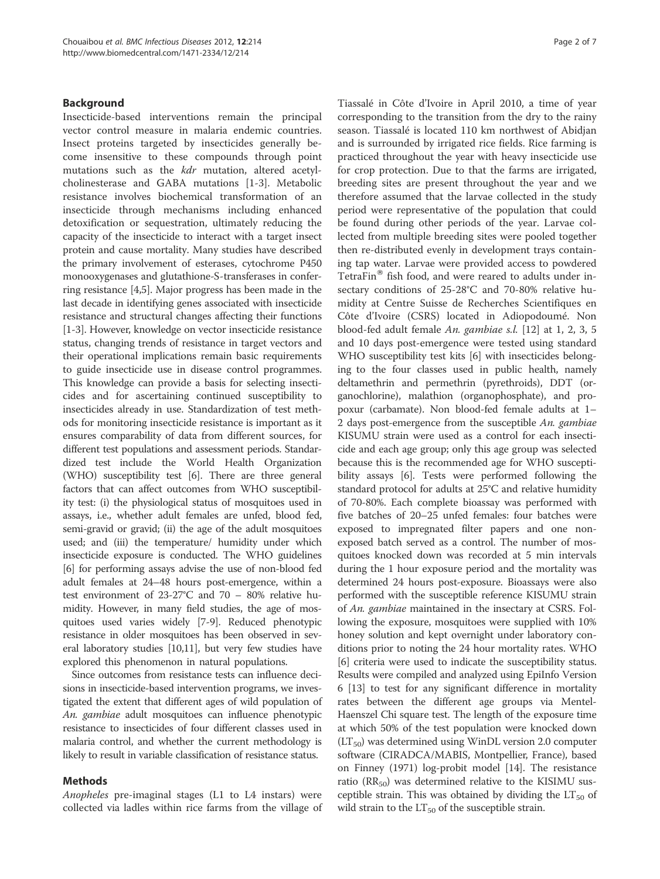## Background

Insecticide-based interventions remain the principal vector control measure in malaria endemic countries. Insect proteins targeted by insecticides generally become insensitive to these compounds through point mutations such as the *kdr* mutation, altered acetylcholinesterase and GABA mutations [1-3]. Metabolic resistance involves biochemical transformation of an insecticide through mechanisms including enhanced detoxification or sequestration, ultimately reducing the capacity of the insecticide to interact with a target insect protein and cause mortality. Many studies have described the primary involvement of esterases, cytochrome P450 monooxygenases and glutathione-S-transferases in conferring resistance [4,5]. Major progress has been made in the last decade in identifying genes associated with insecticide resistance and structural changes affecting their functions [1-3]. However, knowledge on vector insecticide resistance status, changing trends of resistance in target vectors and their operational implications remain basic requirements to guide insecticide use in disease control programmes. This knowledge can provide a basis for selecting insecticides and for ascertaining continued susceptibility to insecticides already in use. Standardization of test methods for monitoring insecticide resistance is important as it ensures comparability of data from different sources, for different test populations and assessment periods. Standardized test include the World Health Organization (WHO) susceptibility test [6]. There are three general factors that can affect outcomes from WHO susceptibility test: (i) the physiological status of mosquitoes used in assays, i.e., whether adult females are unfed, blood fed, semi-gravid or gravid; (ii) the age of the adult mosquitoes used; and (iii) the temperature/ humidity under which insecticide exposure is conducted. The WHO guidelines [6] for performing assays advise the use of non-blood fed adult females at 24–48 hours post-emergence, within a test environment of 23-27°C and 70 – 80% relative humidity. However, in many field studies, the age of mosquitoes used varies widely [7-9]. Reduced phenotypic resistance in older mosquitoes has been observed in several laboratory studies [10,11], but very few studies have explored this phenomenon in natural populations.

Since outcomes from resistance tests can influence decisions in insecticide-based intervention programs, we investigated the extent that different ages of wild population of *An. gambiae* adult mosquitoes can influence phenotypic resistance to insecticides of four different classes used in malaria control, and whether the current methodology is likely to result in variable classification of resistance status.

## Methods

*Anopheles* pre-imaginal stages (L1 to L4 instars) were collected via ladles within rice farms from the village of Tiassalé in Côte d'Ivoire in April 2010, a time of year corresponding to the transition from the dry to the rainy season. Tiassalé is located 110 km northwest of Abidjan and is surrounded by irrigated rice fields. Rice farming is practiced throughout the year with heavy insecticide use for crop protection. Due to that the farms are irrigated, breeding sites are present throughout the year and we therefore assumed that the larvae collected in the study period were representative of the population that could be found during other periods of the year. Larvae collected from multiple breeding sites were pooled together then re-distributed evenly in development trays containing tap water. Larvae were provided access to powdered TetraFin® fish food, and were reared to adults under insectary conditions of 25-28°C and 70-80% relative humidity at Centre Suisse de Recherches Scientifiques en Côte d'Ivoire (CSRS) located in Adiopodoumé. Non blood-fed adult female *An. gambiae s.l.* [12] at 1, 2, 3, 5 and 10 days post-emergence were tested using standard WHO susceptibility test kits [6] with insecticides belonging to the four classes used in public health, namely deltamethrin and permethrin (pyrethroids), DDT (organochlorine), malathion (organophosphate), and propoxur (carbamate). Non blood-fed female adults at 1–2 days post-emergence from the susceptible *An. gambiae* KISUMU strain were used as a control for each insecticide and each age group; only this age group was selected because this is the recommended age for WHO susceptibility assays [6]. Tests were performed following the standard protocol for adults at 25°C and relative humidity of 70-80%. Each complete bioassay was performed with five batches of 20–25 unfed females: four batches were exposed to impregnated filter papers and one non-exposed batch served as a control. The number of mosquitoes knocked down was recorded at 5 min intervals during the 1 hour exposure period and the mortality was determined 24 hours post-exposure. Bioassays were also performed with the susceptible reference KISUMU strain of *An. gambiae* maintained in the insectary at CSRS. Following the exposure, mosquitoes were supplied with 10% honey solution and kept overnight under laboratory conditions prior to noting the 24 hour mortality rates. WHO [6] criteria were used to indicate the susceptibility status. Results were compiled and analyzed using EpiInfo Version 6 [13] to test for any significant difference in mortality rates between the different age groups via Mentel-Haenszel Chi square test. The length of the exposure time at which 50% of the test population were knocked down ($LT_{50}$) was determined using WinDL version 2.0 computer software (CIRADCA/MABIS, Montpellier, France), based on Finney (1971) log-probit model [14]. The resistance ratio ($RR_{50}$) was determined relative to the KISIMU susceptible strain. This was obtained by dividing the $LT_{50}$ of wild strain to the $LT_{50}$ of the susceptible strain.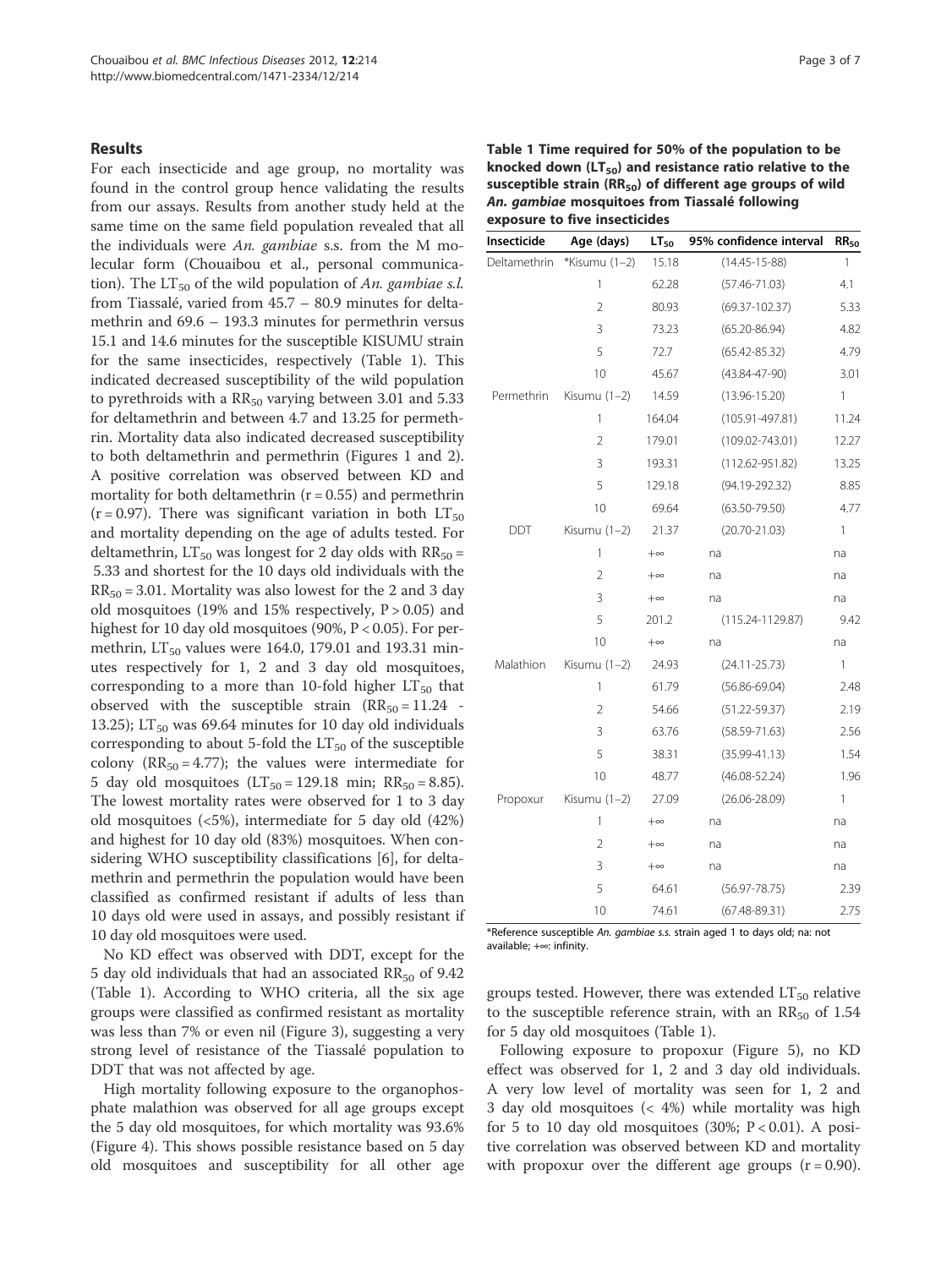## Results

For each insecticide and age group, no mortality was found in the control group hence validating the results from our assays. Results from another study held at the same time on the same field population revealed that all the individuals were *An. gambiae* s.s. from the M molecular form (Chouaibou et al., personal communication). The $LT_{50}$ of the wild population of *An. gambiae s.l.* from Tiassalé, varied from 45.7 – 80.9 minutes for deltamethrin and 69.6 – 193.3 minutes for permethrin versus 15.1 and 14.6 minutes for the susceptible KISUMU strain for the same insecticides, respectively (Table 1). This indicated decreased susceptibility of the wild population to pyrethroids with a $RR_{50}$ varying between 3.01 and 5.33 for deltamethrin and between 4.7 and 13.25 for permethrin. Mortality data also indicated decreased susceptibility to both deltamethrin and permethrin (Figures 1 and 2). A positive correlation was observed between KD and mortality for both deltamethrin ($r = 0.55$) and permethrin ($r = 0.97$). There was significant variation in both $LT_{50}$ and mortality depending on the age of adults tested. For deltamethrin, $LT_{50}$ was longest for 2 day olds with $RR_{50}$ = 5.33 and shortest for the 10 days old individuals with the $RR_{50}$ = 3.01. Mortality was also lowest for the 2 and 3 day old mosquitoes (19% and 15% respectively, $P > 0.05$) and highest for 10 day old mosquitoes (90%, $P < 0.05$). For permethrin, $LT_{50}$ values were 164.0, 179.01 and 193.31 minutes respectively for 1, 2 and 3 day old mosquitoes, corresponding to a more than 10-fold higher $LT_{50}$ that observed with the susceptible strain ($RR_{50}$ = 11.24 - 13.25); $LT_{50}$ was 69.64 minutes for 10 day old individuals corresponding to about 5-fold the $LT_{50}$ of the susceptible colony ($RR_{50}$ = 4.77); the values were intermediate for 5 day old mosquitoes ($LT_{50}$ = 129.18 min; $RR_{50}$ = 8.85). The lowest mortality rates were observed for 1 to 3 day old mosquitoes (<5%), intermediate for 5 day old (42%) and highest for 10 day old (83%) mosquitoes. When considering WHO susceptibility classifications [6], for deltamethrin and permethrin the population would have been classified as confirmed resistant if adults of less than 10 days old were used in assays, and possibly resistant if 10 day old mosquitoes were used.

No KD effect was observed with DDT, except for the 5 day old individuals that had an associated $RR_{50}$ of 9.42 (Table 1). According to WHO criteria, all the six age groups were classified as confirmed resistant as mortality was less than 7% or even nil (Figure 3), suggesting a very strong level of resistance of the Tiassalé population to DDT that was not affected by age.

High mortality following exposure to the organophosphate malathion was observed for all age groups except the 5 day old mosquitoes, for which mortality was 93.6% (Figure 4). This shows possible resistance based on 5 day old mosquitoes and susceptibility for all other age groups tested. However, there was extended $LT_{50}$ relative to the susceptible reference strain, with an $RR_{50}$ of 1.54 for 5 day old mosquitoes (Table 1).

Following exposure to propoxur (Figure 5), no KD effect was observed for 1, 2 and 3 day old individuals. A very low level of mortality was seen for 1, 2 and 3 day old mosquitoes (< 4%) while mortality was high for 5 to 10 day old mosquitoes (30%; $P < 0.01$). A positive correlation was observed between KD and mortality with propoxur over the different age groups ($r = 0.90$).

**Table 1 Time required for 50% of the population to be knocked down ($LT_{50}$) and resistance ratio relative to the susceptible strain ($RR_{50}$) of different age groups of wild *An. gambiae* mosquitoes from Tiassalé following exposure to five insecticides**

| Insecticide | Age (days) | $LT_{50}$ | 95% confidence interval | $RR_{50}$ |
|---|---|---|---|---|
| Deltamethrin | *Kisumu (1–2) | 15.18 | (14.45-15-88) | 1 |
| | 1 | 62.28 | (57.46-71.03) | 4.1 |
| | 2 | 80.93 | (69.37-102.37) | 5.33 |
| | 3 | 73.23 | (65.20-86.94) | 4.82 |
| | 5 | 72.7 | (65.42-85.32) | 4.79 |
| | 10 | 45.67 | (43.84-47-90) | 3.01 |
| Permethrin | Kisumu (1–2) | 14.59 | (13.96-15.20) | 1 |
| | 1 | 164.04 | (105.91-497.81) | 11.24 |
| | 2 | 179.01 | (109.02-743.01) | 12.27 |
| | 3 | 193.31 | (112.62-951.82) | 13.25 |
| | 5 | 129.18 | (94.19-292.32) | 8.85 |
| | 10 | 69.64 | (63.50-79.50) | 4.77 |
| DDT | Kisumu (1–2) | 21.37 | (20.70-21.03) | 1 |
| | 1 | +∞ | na | na |
| | 2 | +∞ | na | na |
| | 3 | +∞ | na | na |
| | 5 | 201.2 | (115.24-1129.87) | 9.42 |
| | 10 | +∞ | na | na |
| Malathion | Kisumu (1–2) | 24.93 | (24.11-25.73) | 1 |
| | 1 | 61.79 | (56.86-69.04) | 2.48 |
| | 2 | 54.66 | (51.22-59.37) | 2.19 |
| | 3 | 63.76 | (58.59-71.63) | 2.56 |
| | 5 | 38.31 | (35.99-41.13) | 1.54 |
| | 10 | 48.77 | (46.08-52.24) | 1.96 |
| Propoxur | Kisumu (1–2) | 27.09 | (26.06-28.09) | 1 |
| | 1 | +∞ | na | na |
| | 2 | +∞ | na | na |
| | 3 | +∞ | na | na |
| | 5 | 64.61 | (56.97-78.75) | 2.39 |
| | 10 | 74.61 | (67.48-89.31) | 2.75 |

*Reference susceptible *An. gambiae s.s.* strain aged 1 to days old; na: not available; +∞: infinity.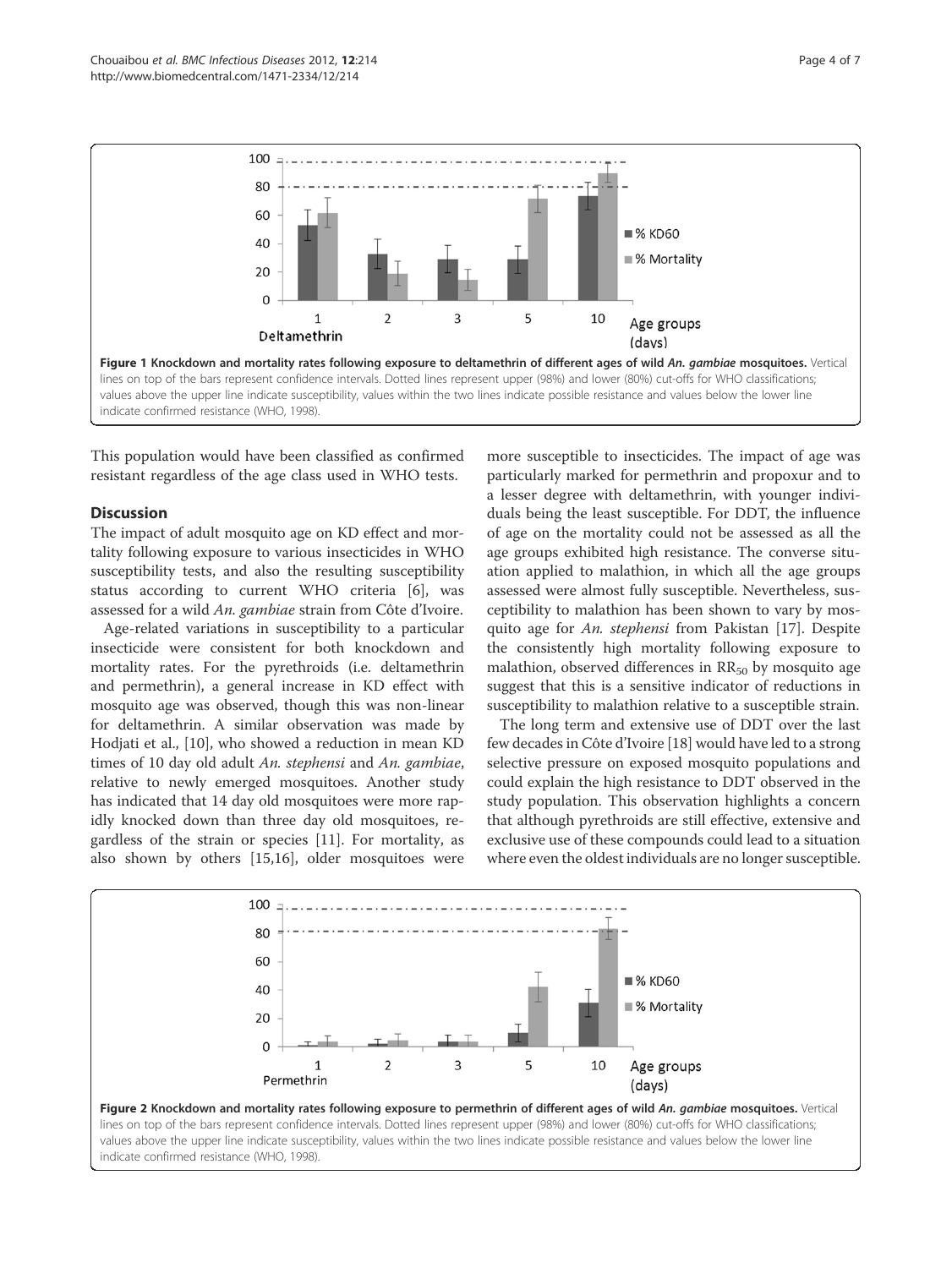Figure 1 Knockdown and mortality rates following exposure to deltamethrin of different ages of wild *An. gambiae* mosquitoes. Vertical lines on top of the bars represent confidence intervals. Dotted lines represent upper (98%) and lower (80%) cut-offs for WHO classifications; values above the upper line indicate susceptibility, values within the two lines indicate possible resistance and values below the lower line indicate confirmed resistance (WHO, 1998).

This population would have been classified as confirmed resistant regardless of the age class used in WHO tests.

## Discussion

The impact of adult mosquito age on KD effect and mortality following exposure to various insecticides in WHO susceptibility tests, and also the resulting susceptibility status according to current WHO criteria [6], was assessed for a wild *An. gambiae* strain from Côte d'Ivoire.

Age-related variations in susceptibility to a particular insecticide were consistent for both knockdown and mortality rates. For the pyrethroids (i.e. deltamethrin and permethrin), a general increase in KD effect with mosquito age was observed, though this was non-linear for deltamethrin. A similar observation was made by Hodjati et al., [10], who showed a reduction in mean KD times of 10 day old adult *An. stephensi* and *An. gambiae*, relative to newly emerged mosquitoes. Another study has indicated that 14 day old mosquitoes were more rapidly knocked down than three day old mosquitoes, regardless of the strain or species [11]. For mortality, as also shown by others [15,16], older mosquitoes were more susceptible to insecticides. The impact of age was particularly marked for permethrin and propoxur and to a lesser degree with deltamethrin, with younger individuals being the least susceptible. For DDT, the influence of age on the mortality could not be assessed as all the age groups exhibited high resistance. The converse situation applied to malathion, in which all the age groups assessed were almost fully susceptible. Nevertheless, susceptibility to malathion has been shown to vary by mosquito age for *An. stephensi* from Pakistan [17]. Despite the consistently high mortality following exposure to malathion, observed differences in $RR_{50}$ by mosquito age suggest that this is a sensitive indicator of reductions in susceptibility to malathion relative to a susceptible strain.

The long term and extensive use of DDT over the last few decades in Côte d'Ivoire [18] would have led to a strong selective pressure on exposed mosquito populations and could explain the high resistance to DDT observed in the study population. This observation highlights a concern that although pyrethroids are still effective, extensive and exclusive use of these compounds could lead to a situation where even the oldest individuals are no longer susceptible.

Figure 2 Knockdown and mortality rates following exposure to permethrin of different ages of wild *An. gambiae* mosquitoes. Vertical lines on top of the bars represent confidence intervals. Dotted lines represent upper (98%) and lower (80%) cut-offs for WHO classifications; values above the upper line indicate susceptibility, values within the two lines indicate possible resistance and values below the lower line indicate confirmed resistance (WHO, 1998).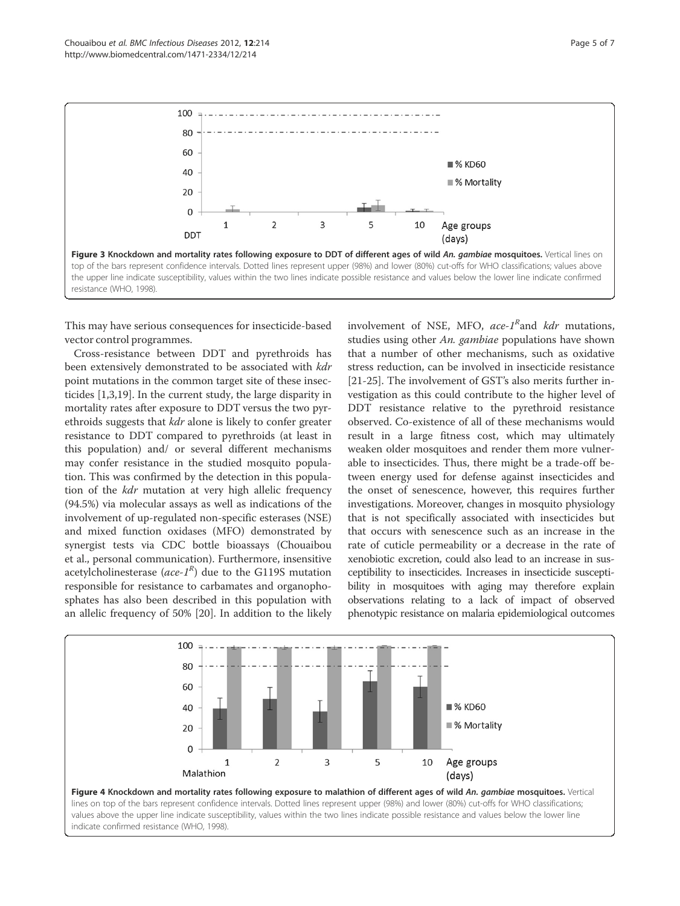**Figure 3 Knockdown and mortality rates following exposure to DDT of different ages of wild *An. gambiae* mosquitoes.** Vertical lines on top of the bars represent confidence intervals. Dotted lines represent upper (98%) and lower (80%) cut-offs for WHO classifications; values above the upper line indicate susceptibility, values within the two lines indicate possible resistance and values below the lower line indicate confirmed resistance (WHO, 1998).

This may have serious consequences for insecticide-based vector control programmes.

Cross-resistance between DDT and pyrethroids has been extensively demonstrated to be associated with *kdr* point mutations in the common target site of these insecticides [1,3,19]. In the current study, the large disparity in mortality rates after exposure to DDT versus the two pyrethroids suggests that *kdr* alone is likely to confer greater resistance to DDT compared to pyrethroids (at least in this population) and/ or several different mechanisms may confer resistance in the studied mosquito population. This was confirmed by the detection in this population of the *kdr* mutation at very high allelic frequency (94.5%) via molecular assays as well as indications of the involvement of up-regulated non-specific esterases (NSE) and mixed function oxidases (MFO) demonstrated by synergist tests via CDC bottle bioassays (Chouaibou et al., personal communication). Furthermore, insensitive acetylcholinesterase (*ace-1$^R$*) due to the G119S mutation responsible for resistance to carbamates and organophosphates has also been described in this population with an allelic frequency of 50% [20]. In addition to the likely involvement of NSE, MFO, *ace-1$^R$* and *kdr* mutations, studies using other *An. gambiae* populations have shown that a number of other mechanisms, such as oxidative stress reduction, can be involved in insecticide resistance [21-25]. The involvement of GST's also merits further investigation as this could contribute to the higher level of DDT resistance relative to the pyrethroid resistance observed. Co-existence of all of these mechanisms would result in a large fitness cost, which may ultimately weaken older mosquitoes and render them more vulnerable to insecticides. Thus, there might be a trade-off between energy used for defense against insecticides and the onset of senescence, however, this requires further investigations. Moreover, changes in mosquito physiology that is not specifically associated with insecticides but that occurs with senescence such as an increase in the rate of cuticle permeability or a decrease in the rate of xenobiotic excretion, could also lead to an increase in susceptibility to insecticides. Increases in insecticide susceptibility in mosquitoes with aging may therefore explain observations relating to a lack of impact of observed phenotypic resistance on malaria epidemiological outcomes

**Figure 4 Knockdown and mortality rates following exposure to malathion of different ages of wild *An. gambiae* mosquitoes.** Vertical lines on top of the bars represent confidence intervals. Dotted lines represent upper (98%) and lower (80%) cut-offs for WHO classifications; values above the upper line indicate susceptibility, values within the two lines indicate possible resistance and values below the lower line indicate confirmed resistance (WHO, 1998).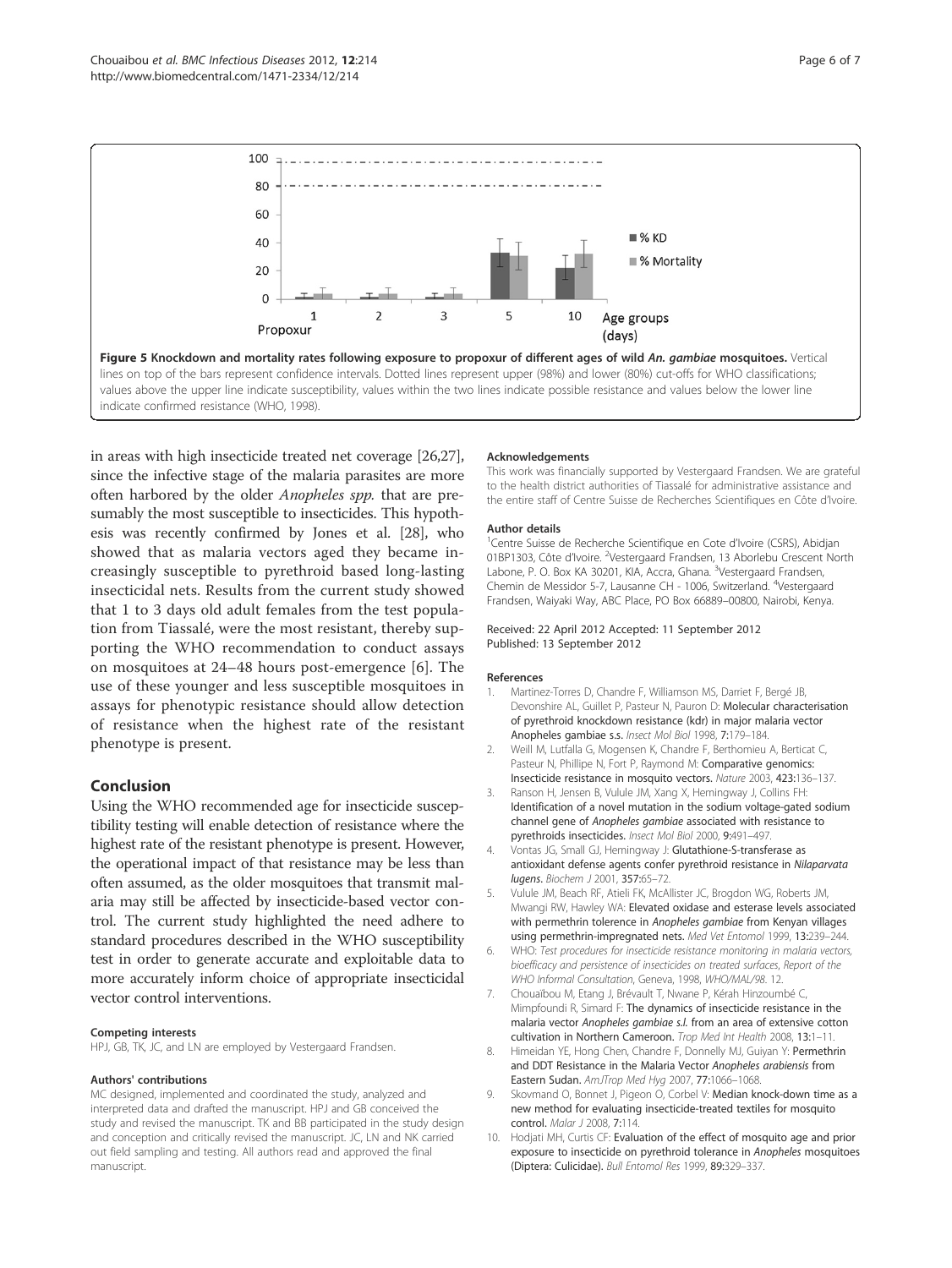100
80
60
40
20
0
1
2
3
5
10
Propoxur
Age groups (days)
% KD
% Mortality

**Figure 5 Knockdown and mortality rates following exposure to propoxur of different ages of wild *An. gambiae* mosquitoes.** Vertical lines on top of the bars represent confidence intervals. Dotted lines represent upper (98%) and lower (80%) cut-offs for WHO classifications; values above the upper line indicate susceptibility, values within the two lines indicate possible resistance and values below the lower line indicate confirmed resistance (WHO, 1998).

in areas with high insecticide treated net coverage [26,27], since the infective stage of the malaria parasites are more often harbored by the older *Anopheles spp.* that are presumably the most susceptible to insecticides. This hypothesis was recently confirmed by Jones et al. [28], who showed that as malaria vectors aged they became increasingly susceptible to pyrethroid based long-lasting insecticidal nets. Results from the current study showed that 1 to 3 days old adult females from the test population from Tiassalé, were the most resistant, thereby supporting the WHO recommendation to conduct assays on mosquitoes at 24–48 hours post-emergence [6]. The use of these younger and less susceptible mosquitoes in assays for phenotypic resistance should allow detection of resistance when the highest rate of the resistant phenotype is present.

## Conclusion

Using the WHO recommended age for insecticide susceptibility testing will enable detection of resistance where the highest rate of the resistant phenotype is present. However, the operational impact of that resistance may be less than often assumed, as the older mosquitoes that transmit malaria may still be affected by insecticide-based vector control. The current study highlighted the need adhere to standard procedures described in the WHO susceptibility test in order to generate accurate and exploitable data to more accurately inform choice of appropriate insecticidal vector control interventions.

#### Competing interests

HPJ, GB, TK, JC, and LN are employed by Vestergaard Frandsen.

#### Authors' contributions

MC designed, implemented and coordinated the study, analyzed and interpreted data and drafted the manuscript. HPJ and GB conceived the study and revised the manuscript. TK and BB participated in the study design and conception and critically revised the manuscript. JC, LN and NK carried out field sampling and testing. All authors read and approved the final manuscript.

#### Acknowledgements

This work was financially supported by Vestergaard Frandsen. We are grateful to the health district authorities of Tiassalé for administrative assistance and the entire staff of Centre Suisse de Recherches Scientifiques en Côte d'Ivoire.

#### Author details

[1]Centre Suisse de Recherche Scientifique en Cote d'Ivoire (CSRS), Abidjan 01BP1303, Côte d'Ivoire. [2]Vestergaard Frandsen, 13 Aborlebu Crescent North Labone, P. O. Box KA 30201, KIA, Accra, Ghana. [3]Vestergaard Frandsen, Chemin de Messidor 5-7, Lausanne CH - 1006, Switzerland. [4]Vestergaard Frandsen, Waiyaki Way, ABC Place, PO Box 66889–00800, Nairobi, Kenya.

Received: 22 April 2012 Accepted: 11 September 2012
Published: 13 September 2012

#### References

1. Martinez-Torres D, Chandre F, Williamson MS, Darriet F, Bergé JB, Devonshire AL, Guillet P, Pasteur N, Pauron D: **Molecular characterisation of pyrethroid knockdown resistance (kdr) in major malaria vector Anopheles gambiae s.s.** *Insect Mol Biol* 1998, **7**:179–184.
2. Weill M, Lutfalla G, Mogensen K, Chandre F, Berthomieu A, Berticat C, Pasteur N, Phillipe N, Fort P, Raymond M: **Comparative genomics: Insecticide resistance in mosquito vectors.** *Nature* 2003, **423**:136–137.
3. Ranson H, Jensen B, Vulule JM, Xang X, Hemingway J, Collins FH: **Identification of a novel mutation in the sodium voltage-gated sodium channel gene of *Anopheles gambiae* associated with resistance to pyrethroids insecticides.** *Insect Mol Biol* 2000, **9**:491–497.
4. Vontas JG, Small GJ, Hemingway J: **Glutathione-S-transferase as antioxidant defense agents confer pyrethroid resistance in *Nilaparvata lugens*.** *Biochem J* 2001, **357**:65–72.
5. Vulule JM, Beach RF, Atieli FK, McAllister JC, Brogdon WG, Roberts JM, Mwangi RW, Hawley WA: **Elevated oxidase and esterase levels associated with permethrin tolerence in *Anopheles gambiae* from Kenyan villages using permethrin-impregnated nets.** *Med Vet Entomol* 1999, **13**:239–244.
6. WHO: *Test procedures for insecticide resistance monitoring in malaria vectors, bioefficacy and persistence of insecticides on treated surfaces, Report of the WHO Informal Consultation*, Geneva, 1998, *WHO/MAL/98*. 12.
7. Chouaïbou M, Etang J, Brévault T, Nwane P, Kérah Hinzoumbé C, Mimpfoundi R, Simard F: **The dynamics of insecticide resistance in the malaria vector *Anopheles gambiae s.l.* from an area of extensive cotton cultivation in Northern Cameroon.** *Trop Med Int Health* 2008, **13**:1–11.
8. Himeidan YE, Hong Chen, Chandre F, Donnelly MJ, Guiyan Y: **Permethrin and DDT Resistance in the Malaria Vector *Anopheles arabiensis* from Eastern Sudan.** *AmJTrop Med Hyg* 2007, **77**:1066–1068.
9. Skovmand O, Bonnet J, Pigeon O, Corbel V: **Median knock-down time as a new method for evaluating insecticide-treated textiles for mosquito control.** *Malar J* 2008, **7**:114.
10. Hodjati MH, Curtis CF: **Evaluation of the effect of mosquito age and prior exposure to insecticide on pyrethroid tolerance in *Anopheles* mosquitoes (Diptera: Culicidae).** *Bull Entomol Res* 1999, **89**:329–337.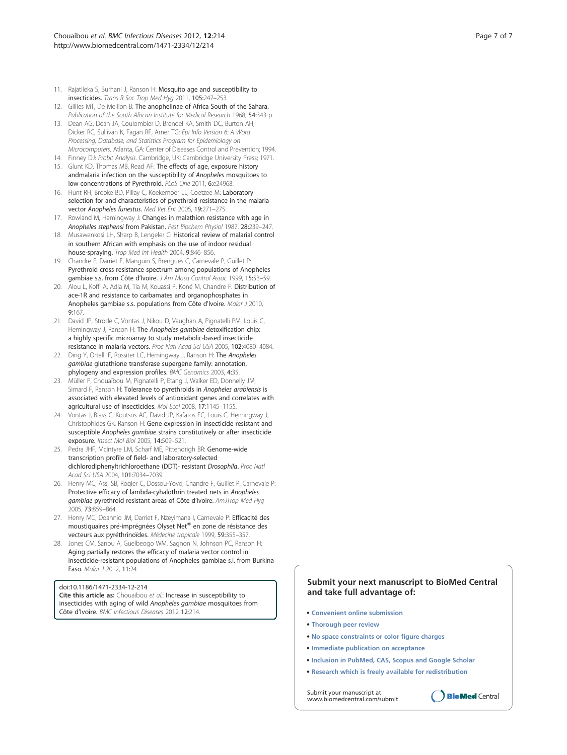11. Rajatileka S, Burhani J, Ranson H: **Mosquito age and susceptibility to insecticides.** *Trans R Soc Trop Med Hyg* 2011, **105:**247–253.
12. Gillies MT, De Meillon B: **The anophelinae of Africa South of the Sahara.** *Publication of the South African Institute for Medical Research* 1968, **54:**343 p.
13. Dean AG, Dean JA, Coulombier D, Brendel KA, Smith DC, Burton AH, Dicker RC, Sullivan K, Fagan RF, Arner TG: *Epi Info Version 6: A Word Processing, Database, and Statistics Program for Epidemiology on Microcomputers.* Atlanta, GA: Center of Diseases Control and Prevention; 1994.
14. Finney DJ: *Probit Analysis.* Cambridge, UK: Cambridge University Press; 1971.
15. Glunt KD, Thomas MB, Read AF: **The effects of age, exposure history andmalaria infection on the susceptibility of *Anopheles* mosquitoes to low concentrations of Pyrethroid.** *PLoS One* 2011, **6:**e24968.
16. Hunt RH, Brooke BD, Pillay C, Koekemoer LL, Coetzee M: **Laboratory selection for and characteristics of pyrethroid resistance in the malaria vector *Anopheles funestus*.** *Med Vet Ent* 2005, **19:**271–275.
17. Rowland M, Hemingway J: **Changes in malathion resistance with age in *Anopheles stephensi* from Pakistan.** *Pest Biochem Physiol* 1987, **28:**239–247.
18. Musawenkosi LH, Sharp B, Lengeler C: **Historical review of malarial control in southern African with emphasis on the use of indoor residual house-spraying.** *Trop Med Int Health* 2004, **9:**846–856.
19. Chandre F, Darriet F, Manguin S, Brengues C, Carnevale P, Guillet P: **Pyrethroid cross resistance spectrum among populations of Anopheles gambiae s.s. from Côte d'Ivoire.** *J Am Mosq Control Assoc* 1999, **15:**53–59.
20. Alou L, Koffi A, Adja M, Tia M, Kouassi P, Koné M, Chandre F: **Distribution of ace-1R and resistance to carbamates and organophosphates in Anopheles gambiae s.s. populations from Côte d'Ivoire.** *Malar J* 2010, **9:**167.
21. David JP, Strode C, Vontas J, Nikou D, Vaughan A, Pignatelli PM, Louis C, Hemingway J, Ranson H: **The *Anopheles gambiae* detoxification chip: a highly specific microarray to study metabolic-based insecticide resistance in malaria vectors.** *Proc Natl Acad Sci USA* 2005, **102:**4080–4084.
22. Ding Y, Ortelli F, Rossiter LC, Hemingway J, Ranson H: **The *Anopheles gambiae* glutathione transferase supergene family: annotation, phylogeny and expression profiles.** *BMC Genomics* 2003, **4:**35.
23. Müller P, Chouaïbou M, Pignatelli P, Etang J, Walker ED, Donnelly JM, Simard F, Ranson H: **Tolerance to pyrethroids in *Anopheles arabiensis* is associated with elevated levels of antioxidant genes and correlates with agricultural use of insecticides.** *Mol Ecol* 2008, **17:**1145–1155.
24. Vontas J, Blass C, Koutsos AC, David JP, Kafatos FC, Louis C, Hemingway J, Christophides GK, Ranson H: **Gene expression in insecticide resistant and susceptible *Anopheles gambiae* strains constitutively or after insecticide exposure.** *Insect Mol Biol* 2005, **14:**509–521.
25. Pedra JHF, McIntyre LM, Scharf ME, Pittendrigh BR: **Genome-wide transcription profile of field- and laboratory-selected dichlorodiphenyltrichloroethane (DDT)- resistant *Drosophila*.** *Proc Natl Acad Sci USA* 2004, **101:**7034–7039.
26. Henry MC, Assi SB, Rogier C, Dossou-Yovo, Chandre F, Guillet P, Carnevale P: **Protective efficacy of lambda-cyhalothrin treated nets in *Anopheles gambiae* pyrethroid resistant areas of Côte d'Ivoire.** *AmJTrop Med Hyg* 2005, **73:**859–864.
27. Henry MC, Doannio JM, Darriet F, Nzeyimana I, Carnevale P: **Efficacité des moustiquaires pré-imprégnées Olyset Net® en zone de résistance des vecteurs aux pyréthrinoïdes.** *Médecine tropicale* 1999, **59:**355–357.
28. Jones CM, Sanou A, Guelbeogo WM, Sagnon N, Johnson PC, Ranson H: **Aging partially restores the efficacy of malaria vector control in insecticide-resistant populations of Anopheles gambiae s.l. from Burkina Faso.** *Malar J* 2012, **11:**24.

doi:10.1186/1471-2334-12-214

**Cite this article as:** Chouaibou *et al.*: Increase in susceptibility to insecticides with aging of wild *Anopheles gambiae* mosquitoes from Côte d'Ivoire. *BMC Infectious Diseases* 2012 **12**:214.

**Submit your next manuscript to BioMed Central and take full advantage of:**

- **Convenient online submission**
- **Thorough peer review**
- **No space constraints or color figure charges**
- **Immediate publication on acceptance**
- **Inclusion in PubMed, CAS, Scopus and Google Scholar**
- **Research which is freely available for redistribution**

Submit your manuscript at www.biomedcentral.com/submit

BioMed Central